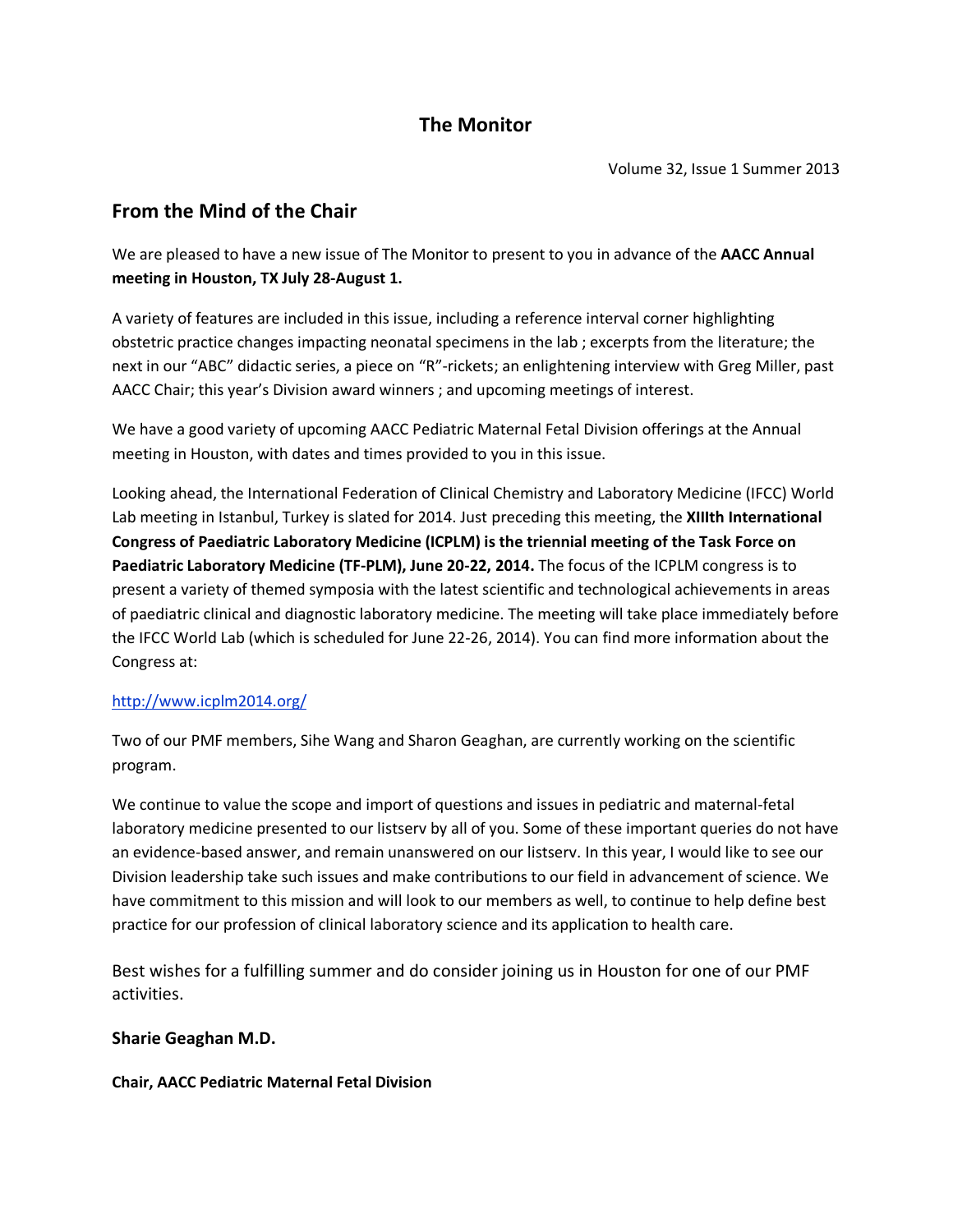# The Monitor

Volume 32, Issue 1 Summer 2013

## From the Mind of the Chair

We are pleased to have a new issue of The Monitor to present to you in advance of the **AACC Annual meeting in Houston, TX July 28-August 1.**

A variety of features are included in this issue, including a reference interval corner highlighting obstetric practice changes impacting neonatal specimens in the lab ; excerpts from the literature; the next in our "ABC" didactic series, a piece on "R"-rickets; an enlightening interview with Greg Miller, past AACC Chair; this year's Division award winners ; and upcoming meetings of interest.

We have a good variety of upcoming AACC Pediatric Maternal Fetal Division offerings at the Annual meeting in Houston, with dates and times provided to you in this issue.

Looking ahead, the International Federation of Clinical Chemistry and Laboratory Medicine (IFCC) World Lab meeting in Istanbul, Turkey is slated for 2014. Just preceding this meeting, the **XIIIth International Congress of Paediatric Laboratory Medicine (ICPLM) is the triennial meeting of the Task Force on Paediatric Laboratory Medicine (TF-PLM), June 20-22, 2014.** The focus of the ICPLM congress is to present a variety of themed symposia with the latest scientific and technological achievements in areas of paediatric clinical and diagnostic laboratory medicine. The meeting will take place immediately before the IFCC World Lab (which is scheduled for June 22-26, 2014). You can find more information about the Congress at:

http://www.icplm2014.org/

Two of our PMF members, Sihe Wang and Sharon Geaghan, are currently working on the scientific program.

We continue to value the scope and import of questions and issues in pediatric and maternal-fetal laboratory medicine presented to our listserv by all of you. Some of these important queries do not have an evidence-based answer, and remain unanswered on our listserv. In this year, I would like to see our Division leadership take such issues and make contributions to our field in advancement of science. We have commitment to this mission and will look to our members as well, to continue to help define best practice for our profession of clinical laboratory science and its application to health care.

Best wishes for a fulfilling summer and do consider joining us in Houston for one of our PMF activities.

**Sharie Geaghan M.D.**

**Chair, AACC Pediatric Maternal Fetal Division**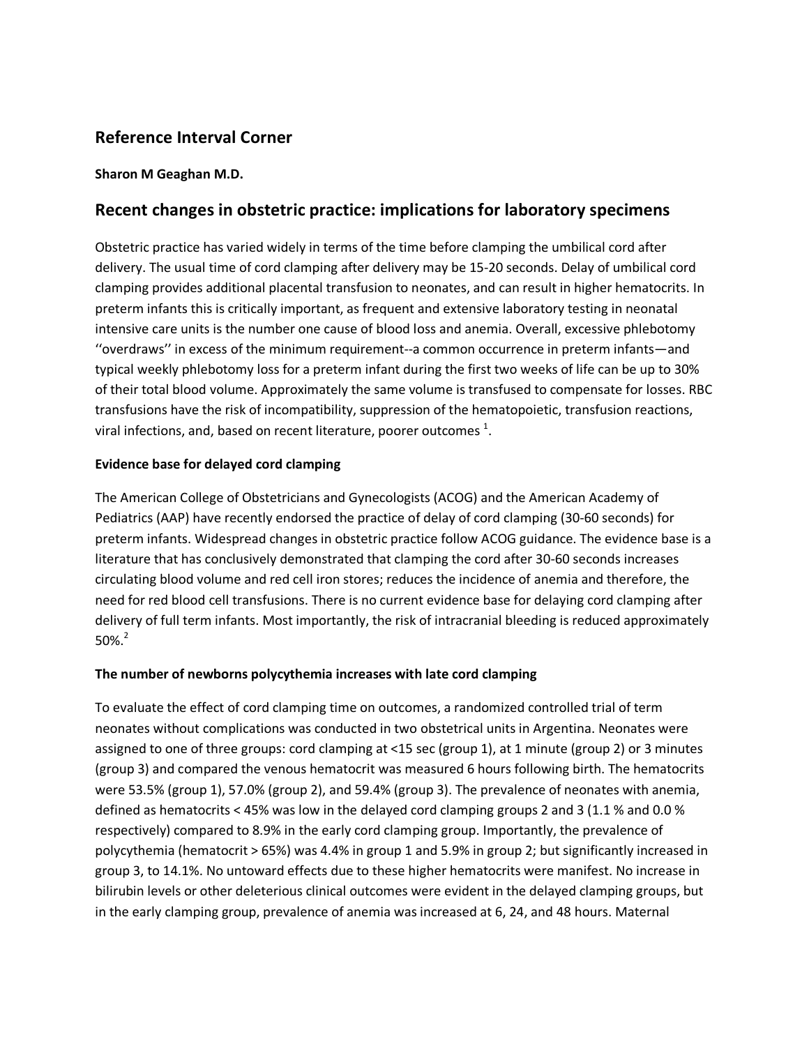## Reference Interval Corner

**Sharon M Geaghan M.D.**

## Recent changes in obstetric practice: implications for laboratory specimens

Obstetric practice has varied widely in terms of the time before clamping the umbilical cord after delivery. The usual time of cord clamping after delivery may be 15-20 seconds. Delay of umbilical cord clamping provides additional placental transfusion to neonates, and can result in higher hematocrits. In preterm infants this is critically important, as frequent and extensive laboratory testing in neonatal intensive care units is the number one cause of blood loss and anemia. Overall, excessive phlebotomy ''overdraws'' in excess of the minimum requirement--a common occurrence in preterm infants—and typical weekly phlebotomy loss for a preterm infant during the first two weeks of life can be up to 30% of their total blood volume. Approximately the same volume is transfused to compensate for losses. RBC transfusions have the risk of incompatibility, suppression of the hematopoietic, transfusion reactions, viral infections, and, based on recent literature, poorer outcomes [1].

**Evidence base for delayed cord clamping**

The American College of Obstetricians and Gynecologists (ACOG) and the American Academy of Pediatrics (AAP) have recently endorsed the practice of delay of cord clamping (30-60 seconds) for preterm infants. Widespread changes in obstetric practice follow ACOG guidance. The evidence base is a literature that has conclusively demonstrated that clamping the cord after 30-60 seconds increases circulating blood volume and red cell iron stores; reduces the incidence of anemia and therefore, the need for red blood cell transfusions. There is no current evidence base for delaying cord clamping after delivery of full term infants. Most importantly, the risk of intracranial bleeding is reduced approximately 50%.[2]

**The number of newborns polycythemia increases with late cord clamping**

To evaluate the effect of cord clamping time on outcomes, a randomized controlled trial of term neonates without complications was conducted in two obstetrical units in Argentina. Neonates were assigned to one of three groups: cord clamping at <15 sec (group 1), at 1 minute (group 2) or 3 minutes (group 3) and compared the venous hematocrit was measured 6 hours following birth. The hematocrits were 53.5% (group 1), 57.0% (group 2), and 59.4% (group 3). The prevalence of neonates with anemia, defined as hematocrits < 45% was low in the delayed cord clamping groups 2 and 3 (1.1 % and 0.0 % respectively) compared to 8.9% in the early cord clamping group. Importantly, the prevalence of polycythemia (hematocrit > 65%) was 4.4% in group 1 and 5.9% in group 2; but significantly increased in group 3, to 14.1%. No untoward effects due to these higher hematocrits were manifest. No increase in bilirubin levels or other deleterious clinical outcomes were evident in the delayed clamping groups, but in the early clamping group, prevalence of anemia was increased at 6, 24, and 48 hours. Maternal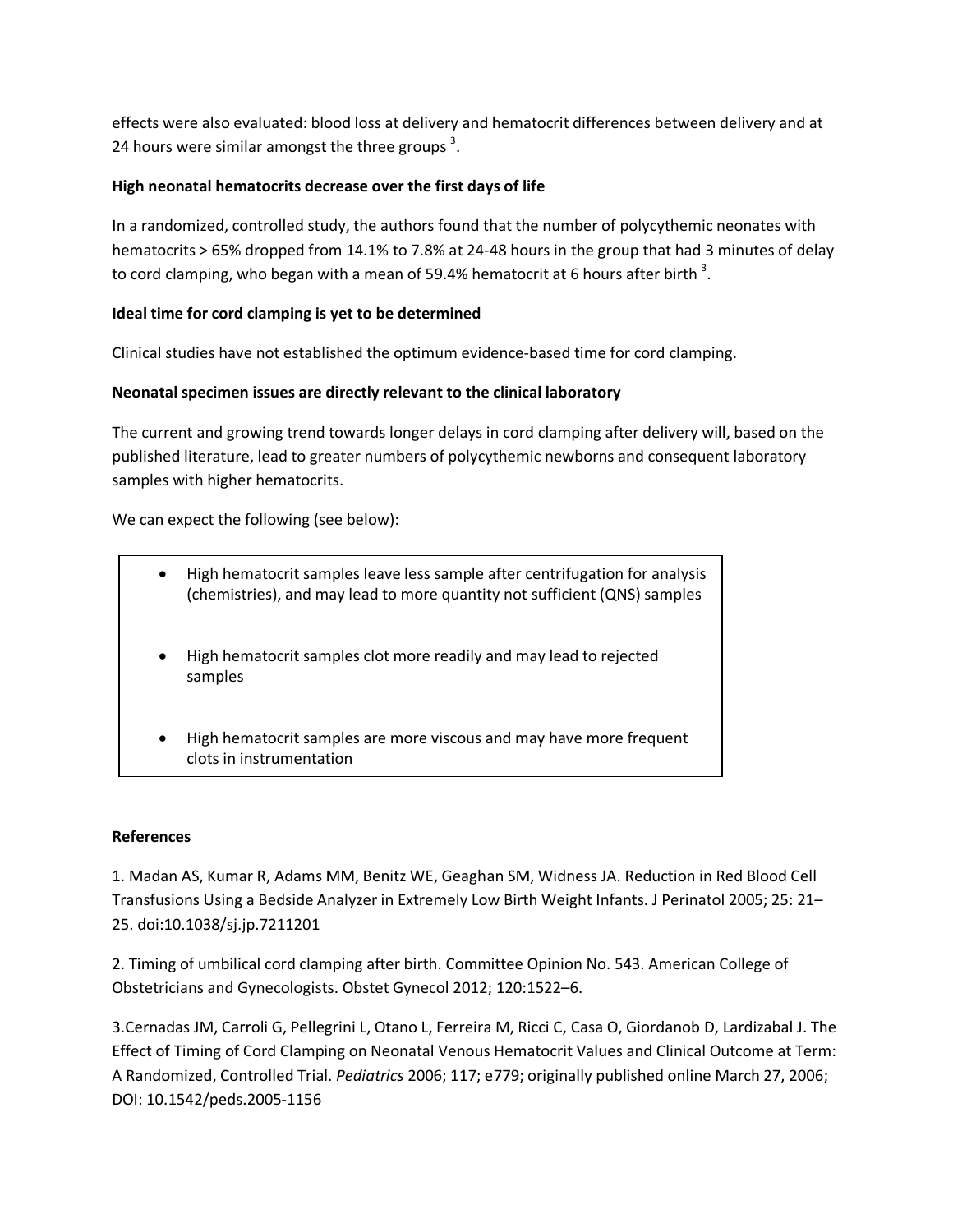effects were also evaluated: blood loss at delivery and hematocrit differences between delivery and at 24 hours were similar amongst the three groups [3].

**High neonatal hematocrits decrease over the first days of life**

In a randomized, controlled study, the authors found that the number of polycythemic neonates with hematocrits > 65% dropped from 14.1% to 7.8% at 24-48 hours in the group that had 3 minutes of delay to cord clamping, who began with a mean of 59.4% hematocrit at 6 hours after birth [3].

**Ideal time for cord clamping is yet to be determined**

Clinical studies have not established the optimum evidence-based time for cord clamping.

**Neonatal specimen issues are directly relevant to the clinical laboratory**

The current and growing trend towards longer delays in cord clamping after delivery will, based on the published literature, lead to greater numbers of polycythemic newborns and consequent laboratory samples with higher hematocrits.

We can expect the following (see below):

- High hematocrit samples leave less sample after centrifugation for analysis (chemistries), and may lead to more quantity not sufficient (QNS) samples
- High hematocrit samples clot more readily and may lead to rejected samples
- High hematocrit samples are more viscous and may have more frequent clots in instrumentation

**References**

1. Madan AS, Kumar R, Adams MM, Benitz WE, Geaghan SM, Widness JA. Reduction in Red Blood Cell Transfusions Using a Bedside Analyzer in Extremely Low Birth Weight Infants. J Perinatol 2005; 25: 21–25. doi:10.1038/sj.jp.7211201

2. Timing of umbilical cord clamping after birth. Committee Opinion No. 543. American College of Obstetricians and Gynecologists. Obstet Gynecol 2012; 120:1522–6.

3. Cernadas JM, Carroli G, Pellegrini L, Otano L, Ferreira M, Ricci C, Casa O, Giordanob D, Lardizabal J. The Effect of Timing of Cord Clamping on Neonatal Venous Hematocrit Values and Clinical Outcome at Term: A Randomized, Controlled Trial. *Pediatrics* 2006; 117; e779; originally published online March 27, 2006; DOI: 10.1542/peds.2005-1156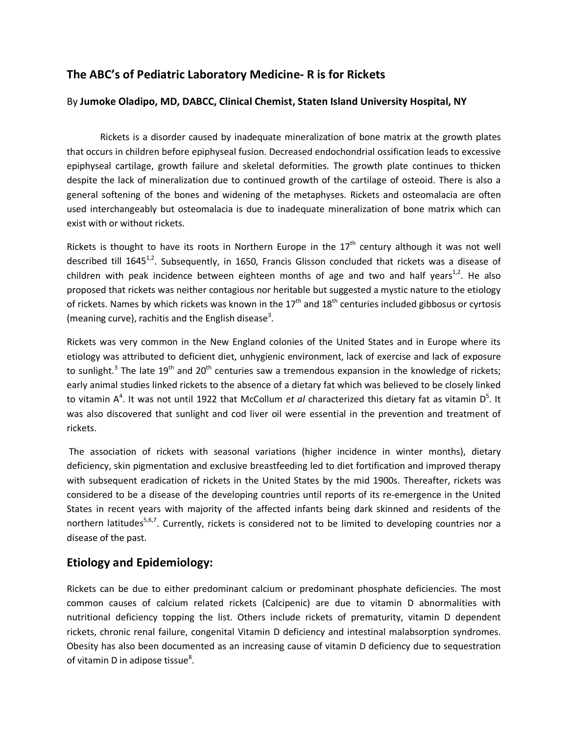## The ABC's of Pediatric Laboratory Medicine- R is for Rickets

By **Jumoke Oladipo, MD, DABCC, Clinical Chemist, Staten Island University Hospital, NY**

Rickets is a disorder caused by inadequate mineralization of bone matrix at the growth plates that occurs in children before epiphyseal fusion. Decreased endochondrial ossification leads to excessive epiphyseal cartilage, growth failure and skeletal deformities. The growth plate continues to thicken despite the lack of mineralization due to continued growth of the cartilage of osteoid. There is also a general softening of the bones and widening of the metaphyses. Rickets and osteomalacia are often used interchangeably but osteomalacia is due to inadequate mineralization of bone matrix which can exist with or without rickets.

Rickets is thought to have its roots in Northern Europe in the 17th century although it was not well described till 1645[1,2]. Subsequently, in 1650, Francis Glisson concluded that rickets was a disease of children with peak incidence between eighteen months of age and two and half years[1,2]. He also proposed that rickets was neither contagious nor heritable but suggested a mystic nature to the etiology of rickets. Names by which rickets was known in the 17th and 18th centuries included gibbosus or cyrtosis (meaning curve), rachitis and the English disease[3].

Rickets was very common in the New England colonies of the United States and in Europe where its etiology was attributed to deficient diet, unhygienic environment, lack of exercise and lack of exposure to sunlight.[3] The late 19th and 20th centuries saw a tremendous expansion in the knowledge of rickets; early animal studies linked rickets to the absence of a dietary fat which was believed to be closely linked to vitamin A[4]. It was not until 1922 that McCollum *et al* characterized this dietary fat as vitamin D[5]. It was also discovered that sunlight and cod liver oil were essential in the prevention and treatment of rickets.

The association of rickets with seasonal variations (higher incidence in winter months), dietary deficiency, skin pigmentation and exclusive breastfeeding led to diet fortification and improved therapy with subsequent eradication of rickets in the United States by the mid 1900s. Thereafter, rickets was considered to be a disease of the developing countries until reports of its re-emergence in the United States in recent years with majority of the affected infants being dark skinned and residents of the northern latitudes[5,6,7]. Currently, rickets is considered not to be limited to developing countries nor a disease of the past.

## Etiology and Epidemiology:

Rickets can be due to either predominant calcium or predominant phosphate deficiencies. The most common causes of calcium related rickets (Calcipenic) are due to vitamin D abnormalities with nutritional deficiency topping the list. Others include rickets of prematurity, vitamin D dependent rickets, chronic renal failure, congenital Vitamin D deficiency and intestinal malabsorption syndromes. Obesity has also been documented as an increasing cause of vitamin D deficiency due to sequestration of vitamin D in adipose tissue[8].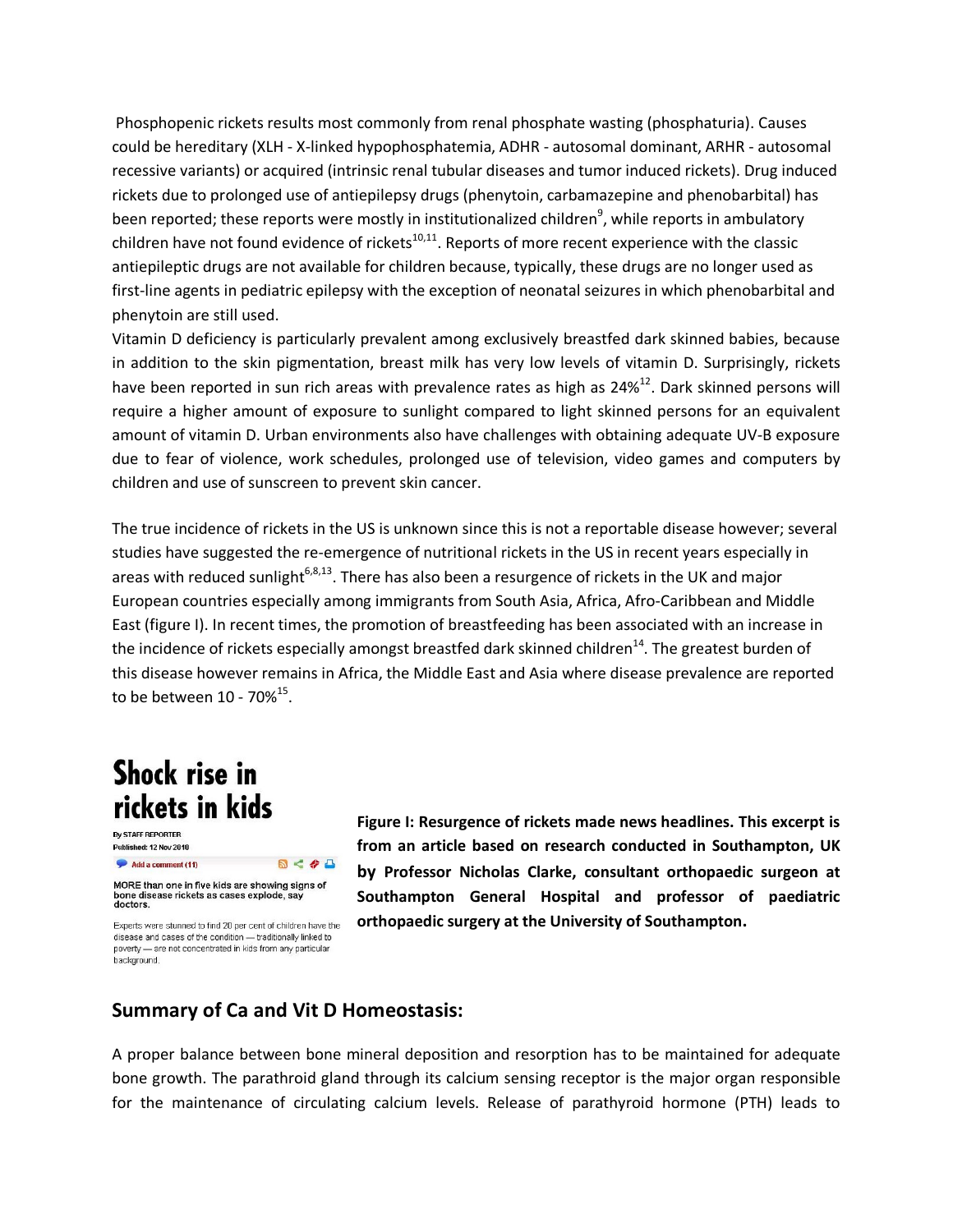Phosphopenic rickets results most commonly from renal phosphate wasting (phosphaturia). Causes could be hereditary (XLH - X-linked hypophosphatemia, ADHR - autosomal dominant, ARHR - autosomal recessive variants) or acquired (intrinsic renal tubular diseases and tumor induced rickets). Drug induced rickets due to prolonged use of antiepilepsy drugs (phenytoin, carbamazepine and phenobarbital) has been reported; these reports were mostly in institutionalized children[9], while reports in ambulatory children have not found evidence of rickets[10,11]. Reports of more recent experience with the classic antiepileptic drugs are not available for children because, typically, these drugs are no longer used as first-line agents in pediatric epilepsy with the exception of neonatal seizures in which phenobarbital and phenytoin are still used.

Vitamin D deficiency is particularly prevalent among exclusively breastfed dark skinned babies, because in addition to the skin pigmentation, breast milk has very low levels of vitamin D. Surprisingly, rickets have been reported in sun rich areas with prevalence rates as high as 24%[12]. Dark skinned persons will require a higher amount of exposure to sunlight compared to light skinned persons for an equivalent amount of vitamin D. Urban environments also have challenges with obtaining adequate UV-B exposure due to fear of violence, work schedules, prolonged use of television, video games and computers by children and use of sunscreen to prevent skin cancer.

The true incidence of rickets in the US is unknown since this is not a reportable disease however; several studies have suggested the re-emergence of nutritional rickets in the US in recent years especially in areas with reduced sunlight[6,8,13]. There has also been a resurgence of rickets in the UK and major European countries especially among immigrants from South Asia, Africa, Afro-Caribbean and Middle East (figure I). In recent times, the promotion of breastfeeding has been associated with an increase in the incidence of rickets especially amongst breastfed dark skinned children[14]. The greatest burden of this disease however remains in Africa, the Middle East and Asia where disease prevalence are reported to be between 10 - 70%[15].

**Shock rise in rickets in kids**

By STAFF REPORTER
Published: 12 Nov 2010

Add a comment (11)

MORE than one in five kids are showing signs of bone disease rickets as cases explode, say doctors.

Experts were stunned to find 20 per cent of children have the disease and cases of the condition — traditionally linked to poverty — are not concentrated in kids from any particular background.

**Figure I: Resurgence of rickets made news headlines. This excerpt is from an article based on research conducted in Southampton, UK by Professor Nicholas Clarke, consultant orthopaedic surgeon at Southampton General Hospital and professor of paediatric orthopaedic surgery at the University of Southampton.**

## Summary of Ca and Vit D Homeostasis:

A proper balance between bone mineral deposition and resorption has to be maintained for adequate bone growth. The parathroid gland through its calcium sensing receptor is the major organ responsible for the maintenance of circulating calcium levels. Release of parathyroid hormone (PTH) leads to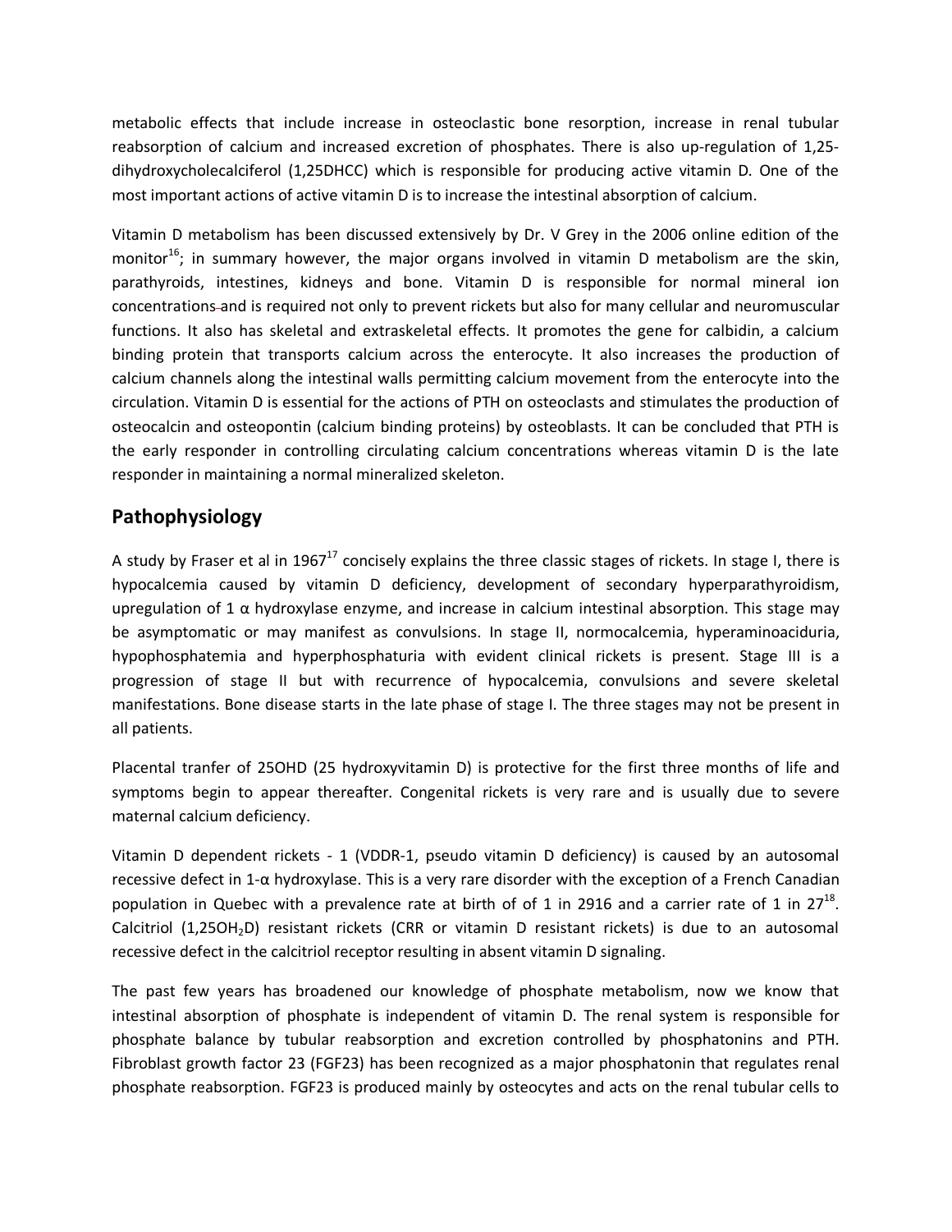metabolic effects that include increase in osteoclastic bone resorption, increase in renal tubular reabsorption of calcium and increased excretion of phosphates. There is also up-regulation of 1,25-dihydroxycholecalciferol (1,25DHCC) which is responsible for producing active vitamin D. One of the most important actions of active vitamin D is to increase the intestinal absorption of calcium.

Vitamin D metabolism has been discussed extensively by Dr. V Grey in the 2006 online edition of the monitor[16]; in summary however, the major organs involved in vitamin D metabolism are the skin, parathyroids, intestines, kidneys and bone. Vitamin D is responsible for normal mineral ion concentrations and is required not only to prevent rickets but also for many cellular and neuromuscular functions. It also has skeletal and extraskeletal effects. It promotes the gene for calbidin, a calcium binding protein that transports calcium across the enterocyte. It also increases the production of calcium channels along the intestinal walls permitting calcium movement from the enterocyte into the circulation. Vitamin D is essential for the actions of PTH on osteoclasts and stimulates the production of osteocalcin and osteopontin (calcium binding proteins) by osteoblasts. It can be concluded that PTH is the early responder in controlling circulating calcium concentrations whereas vitamin D is the late responder in maintaining a normal mineralized skeleton.

## Pathophysiology

A study by Fraser et al in 1967[17] concisely explains the three classic stages of rickets. In stage I, there is hypocalcemia caused by vitamin D deficiency, development of secondary hyperparathyroidism, upregulation of 1 α hydroxylase enzyme, and increase in calcium intestinal absorption. This stage may be asymptomatic or may manifest as convulsions. In stage II, normocalcemia, hyperaminoaciduria, hypophosphatemia and hyperphosphaturia with evident clinical rickets is present. Stage III is a progression of stage II but with recurrence of hypocalcemia, convulsions and severe skeletal manifestations. Bone disease starts in the late phase of stage I. The three stages may not be present in all patients.

Placental tranfer of 25OHD (25 hydroxyvitamin D) is protective for the first three months of life and symptoms begin to appear thereafter. Congenital rickets is very rare and is usually due to severe maternal calcium deficiency.

Vitamin D dependent rickets - 1 (VDDR-1, pseudo vitamin D deficiency) is caused by an autosomal recessive defect in 1-α hydroxylase. This is a very rare disorder with the exception of a French Canadian population in Quebec with a prevalence rate at birth of of 1 in 2916 and a carrier rate of 1 in 27[18]. Calcitriol (1,25OH$_2$D) resistant rickets (CRR or vitamin D resistant rickets) is due to an autosomal recessive defect in the calcitriol receptor resulting in absent vitamin D signaling.

The past few years has broadened our knowledge of phosphate metabolism, now we know that intestinal absorption of phosphate is independent of vitamin D. The renal system is responsible for phosphate balance by tubular reabsorption and excretion controlled by phosphatonins and PTH. Fibroblast growth factor 23 (FGF23) has been recognized as a major phosphatonin that regulates renal phosphate reabsorption. FGF23 is produced mainly by osteocytes and acts on the renal tubular cells to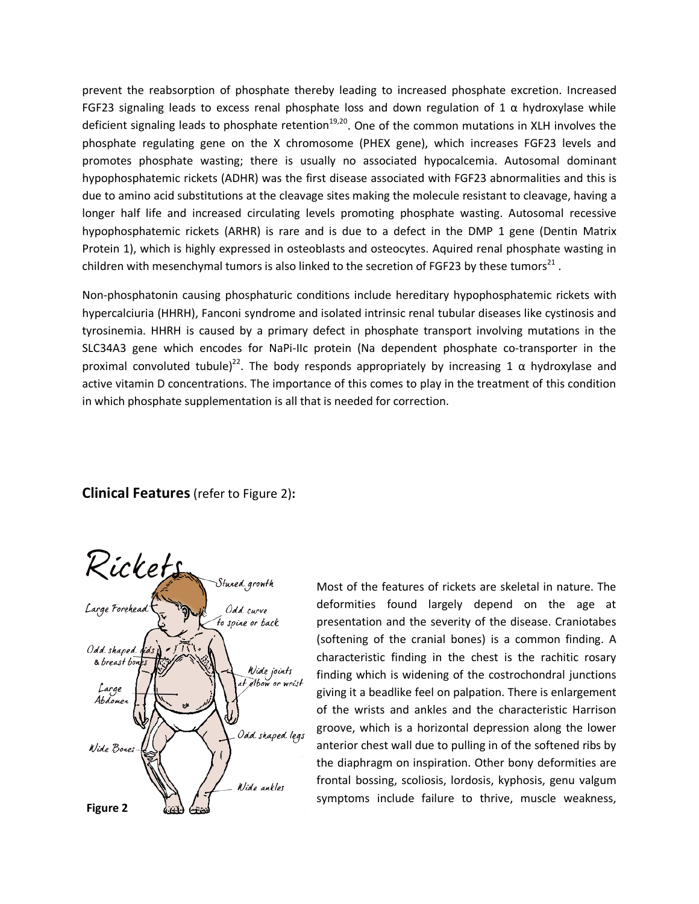prevent the reabsorption of phosphate thereby leading to increased phosphate excretion. Increased FGF23 signaling leads to excess renal phosphate loss and down regulation of 1 α hydroxylase while deficient signaling leads to phosphate retention[19,20]. One of the common mutations in XLH involves the phosphate regulating gene on the X chromosome (PHEX gene), which increases FGF23 levels and promotes phosphate wasting; there is usually no associated hypocalcemia. Autosomal dominant hypophosphatemic rickets (ADHR) was the first disease associated with FGF23 abnormalities and this is due to amino acid substitutions at the cleavage sites making the molecule resistant to cleavage, having a longer half life and increased circulating levels promoting phosphate wasting. Autosomal recessive hypophosphatemic rickets (ARHR) is rare and is due to a defect in the DMP 1 gene (Dentin Matrix Protein 1), which is highly expressed in osteoblasts and osteocytes. Aquired renal phosphate wasting in children with mesenchymal tumors is also linked to the secretion of FGF23 by these tumors[21].

Non-phosphatonin causing phosphaturic conditions include hereditary hypophosphatemic rickets with hypercalciuria (HHRH), Fanconi syndrome and isolated intrinsic renal tubular diseases like cystinosis and tyrosinemia. HHRH is caused by a primary defect in phosphate transport involving mutations in the SLC34A3 gene which encodes for NaPi-IIc protein (Na dependent phosphate co-transporter in the proximal convoluted tubule)[22]. The body responds appropriately by increasing 1 α hydroxylase and active vitamin D concentrations. The importance of this comes to play in the treatment of this condition in which phosphate supplementation is all that is needed for correction.

## **Clinical Features** (refer to Figure 2)**:**

**Figure 2**

Most of the features of rickets are skeletal in nature. The deformities found largely depend on the age at presentation and the severity of the disease. Craniotabes (softening of the cranial bones) is a common finding. A characteristic finding in the chest is the rachitic rosary finding which is widening of the costrochondral junctions giving it a beadlike feel on palpation. There is enlargement of the wrists and ankles and the characteristic Harrison groove, which is a horizontal depression along the lower anterior chest wall due to pulling in of the softened ribs by the diaphragm on inspiration. Other bony deformities are frontal bossing, scoliosis, lordosis, kyphosis, genu valgum symptoms include failure to thrive, muscle weakness,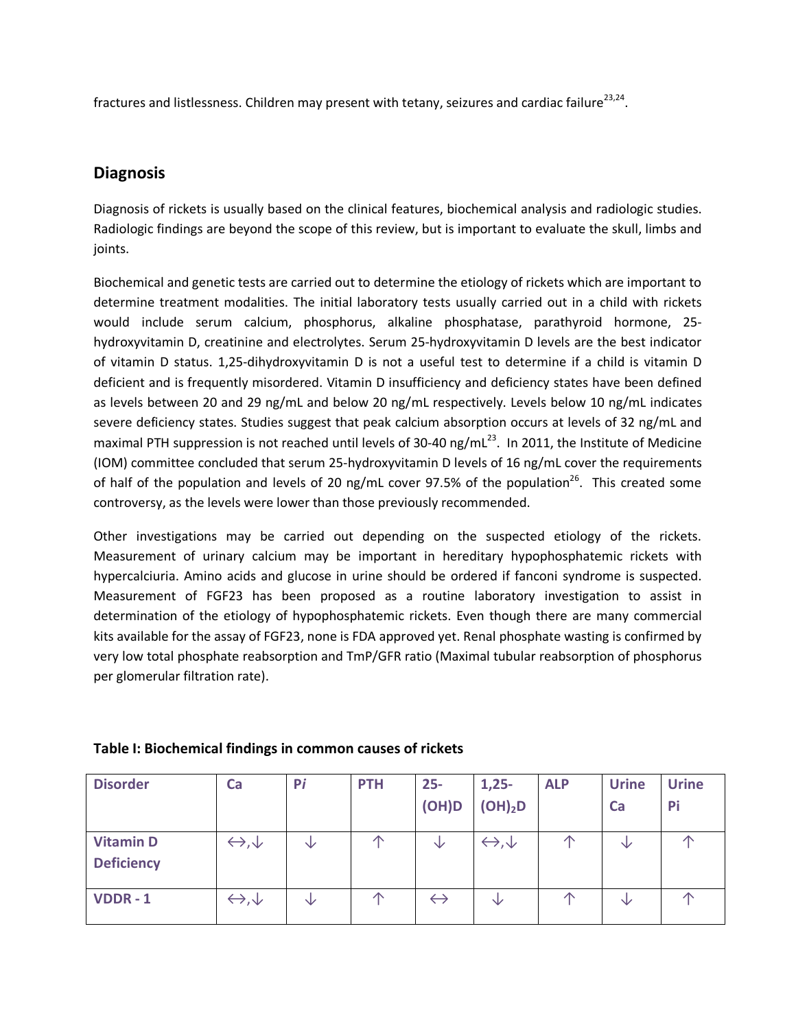fractures and listlessness. Children may present with tetany, seizures and cardiac failure[23,24].

## Diagnosis

Diagnosis of rickets is usually based on the clinical features, biochemical analysis and radiologic studies. Radiologic findings are beyond the scope of this review, but is important to evaluate the skull, limbs and joints.

Biochemical and genetic tests are carried out to determine the etiology of rickets which are important to determine treatment modalities. The initial laboratory tests usually carried out in a child with rickets would include serum calcium, phosphorus, alkaline phosphatase, parathyroid hormone, 25-hydroxyvitamin D, creatinine and electrolytes. Serum 25-hydroxyvitamin D levels are the best indicator of vitamin D status. 1,25-dihydroxyvitamin D is not a useful test to determine if a child is vitamin D deficient and is frequently misordered. Vitamin D insufficiency and deficiency states have been defined as levels between 20 and 29 ng/mL and below 20 ng/mL respectively. Levels below 10 ng/mL indicates severe deficiency states. Studies suggest that peak calcium absorption occurs at levels of 32 ng/mL and maximal PTH suppression is not reached until levels of 30-40 ng/mL[23]. In 2011, the Institute of Medicine (IOM) committee concluded that serum 25-hydroxyvitamin D levels of 16 ng/mL cover the requirements of half of the population and levels of 20 ng/mL cover 97.5% of the population[26]. This created some controversy, as the levels were lower than those previously recommended.

Other investigations may be carried out depending on the suspected etiology of the rickets. Measurement of urinary calcium may be important in hereditary hypophosphatemic rickets with hypercalciuria. Amino acids and glucose in urine should be ordered if fanconi syndrome is suspected. Measurement of FGF23 has been proposed as a routine laboratory investigation to assist in determination of the etiology of hypophosphatemic rickets. Even though there are many commercial kits available for the assay of FGF23, none is FDA approved yet. Renal phosphate wasting is confirmed by very low total phosphate reabsorption and TmP/GFR ratio (Maximal tubular reabsorption of phosphorus per glomerular filtration rate).

**Table I: Biochemical findings in common causes of rickets**

| Disorder | Ca | P*i* | PTH | 25-(OH)D | 1,25-$(OH)_2D$ | ALP | Urine Ca | Urine Pi |
|---|---|---|---|---|---|---|---|---|
| **Vitamin D Deficiency** | ↔,↓ | ↓ | ↑ | ↓ | ↔,↓ | ↑ | ↓ | ↑ |
| **VDDR - 1** | ↔,↓ | ↓ | ↑ | ↔ | ↓ | ↑ | ↓ | ↑ |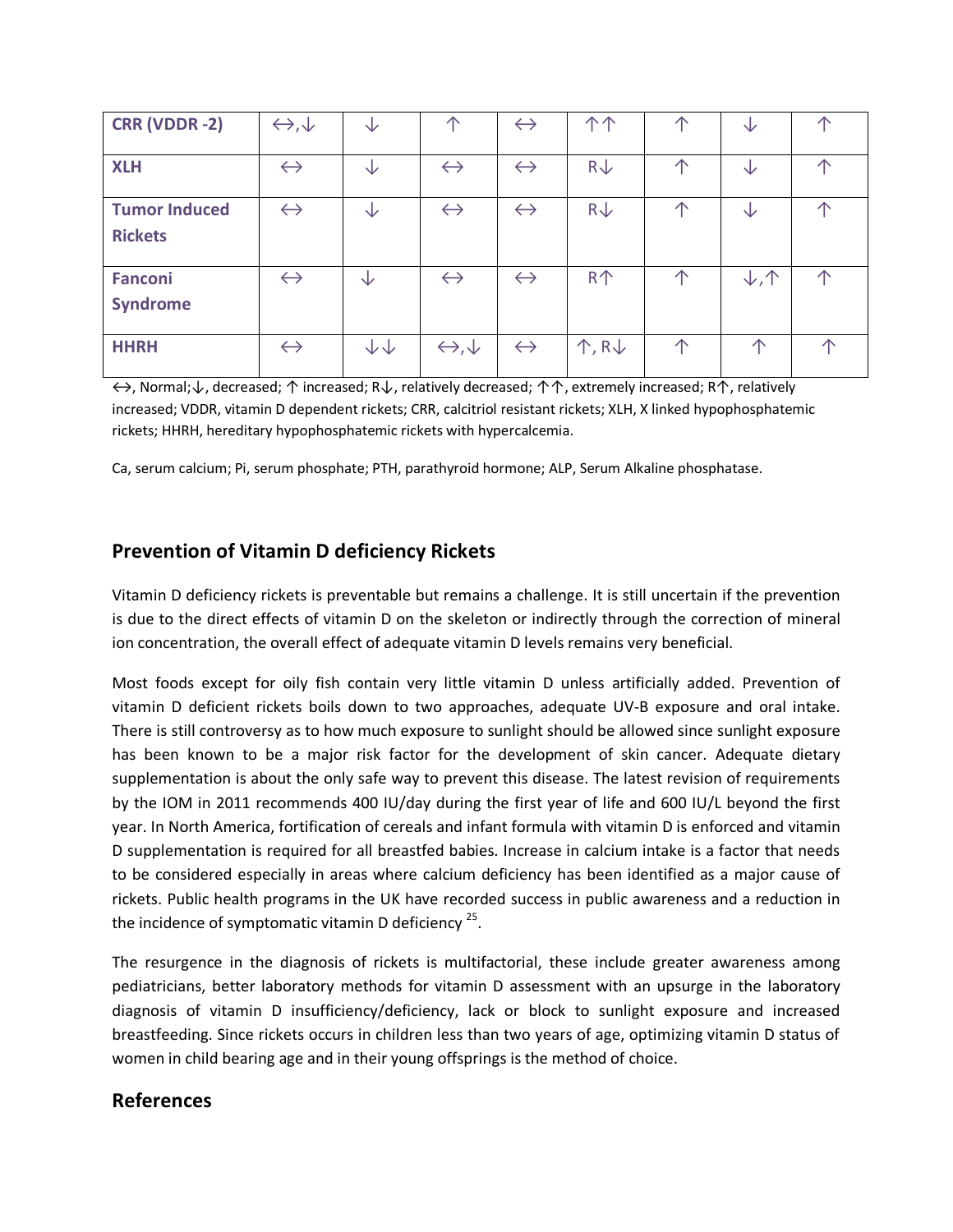| | | | | | | | | |
|---|---|---|---|---|---|---|---|---|
| **CRR (VDDR -2)** | ↔,↓ | ↓ | ↑ | ↔ | ↑↑ | ↑ | ↓ | ↑ |
| **XLH** | ↔ | ↓ | ↔ | ↔ | R↓ | ↑ | ↓ | ↑ |
| **Tumor Induced Rickets** | ↔ | ↓ | ↔ | ↔ | R↓ | ↑ | ↓ | ↑ |
| **Fanconi Syndrome** | ↔ | ↓ | ↔ | ↔ | R↑ | ↑ | ↓,↑ | ↑ |
| **HHRH** | ↔ | ↓↓ | ↔,↓ | ↔ | ↑, R↓ | ↑ | ↑ | ↑ |

↔, Normal;↓, decreased; ↑ increased; R↓, relatively decreased; ↑↑, extremely increased; R↑, relatively increased; VDDR, vitamin D dependent rickets; CRR, calcitriol resistant rickets; XLH, X linked hypophosphatemic rickets; HHRH, hereditary hypophosphatemic rickets with hypercalcemia.

Ca, serum calcium; Pi, serum phosphate; PTH, parathyroid hormone; ALP, Serum Alkaline phosphatase.

## Prevention of Vitamin D deficiency Rickets

Vitamin D deficiency rickets is preventable but remains a challenge. It is still uncertain if the prevention is due to the direct effects of vitamin D on the skeleton or indirectly through the correction of mineral ion concentration, the overall effect of adequate vitamin D levels remains very beneficial.

Most foods except for oily fish contain very little vitamin D unless artificially added. Prevention of vitamin D deficient rickets boils down to two approaches, adequate UV-B exposure and oral intake. There is still controversy as to how much exposure to sunlight should be allowed since sunlight exposure has been known to be a major risk factor for the development of skin cancer. Adequate dietary supplementation is about the only safe way to prevent this disease. The latest revision of requirements by the IOM in 2011 recommends 400 IU/day during the first year of life and 600 IU/L beyond the first year. In North America, fortification of cereals and infant formula with vitamin D is enforced and vitamin D supplementation is required for all breastfed babies. Increase in calcium intake is a factor that needs to be considered especially in areas where calcium deficiency has been identified as a major cause of rickets. Public health programs in the UK have recorded success in public awareness and a reduction in the incidence of symptomatic vitamin D deficiency [25].

The resurgence in the diagnosis of rickets is multifactorial, these include greater awareness among pediatricians, better laboratory methods for vitamin D assessment with an upsurge in the laboratory diagnosis of vitamin D insufficiency/deficiency, lack or block to sunlight exposure and increased breastfeeding. Since rickets occurs in children less than two years of age, optimizing vitamin D status of women in child bearing age and in their young offsprings is the method of choice.

## References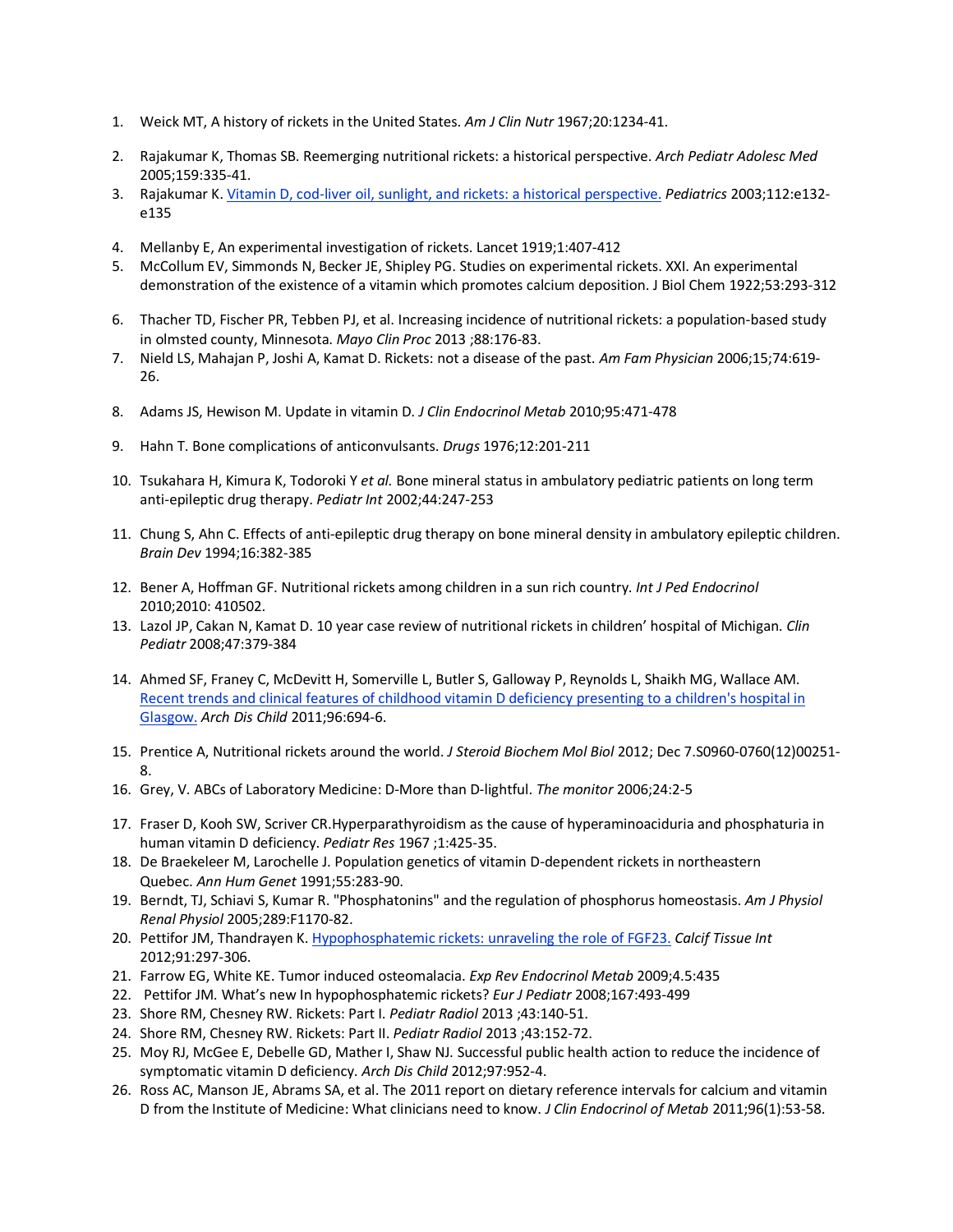1. Weick MT, A history of rickets in the United States. *Am J Clin Nutr* 1967;20:1234-41.
2. Rajakumar K, Thomas SB. Reemerging nutritional rickets: a historical perspective. *Arch Pediatr Adolesc Med* 2005;159:335-41.
3. Rajakumar K. [Vitamin D, cod-liver oil, sunlight, and rickets: a historical perspective.]() *Pediatrics* 2003;112:e132-e135
4. Mellanby E, An experimental investigation of rickets. Lancet 1919;1:407-412
5. McCollum EV, Simmonds N, Becker JE, Shipley PG. Studies on experimental rickets. XXI. An experimental demonstration of the existence of a vitamin which promotes calcium deposition. J Biol Chem 1922;53:293-312
6. Thacher TD, Fischer PR, Tebben PJ, et al. Increasing incidence of nutritional rickets: a population-based study in olmsted county, Minnesota. *Mayo Clin Proc* 2013 ;88:176-83.
7. Nield LS, Mahajan P, Joshi A, Kamat D. Rickets: not a disease of the past. *Am Fam Physician* 2006;15;74:619-26.
8. Adams JS, Hewison M. Update in vitamin D. *J Clin Endocrinol Metab* 2010;95:471-478
9. Hahn T. Bone complications of anticonvulsants. *Drugs* 1976;12:201-211
10. Tsukahara H, Kimura K, Todoroki Y *et al.* Bone mineral status in ambulatory pediatric patients on long term anti-epileptic drug therapy. *Pediatr Int* 2002;44:247-253
11. Chung S, Ahn C. Effects of anti-epileptic drug therapy on bone mineral density in ambulatory epileptic children. *Brain Dev* 1994;16:382-385
12. Bener A, Hoffman GF. Nutritional rickets among children in a sun rich country. *Int J Ped Endocrinol* 2010;2010: 410502.
13. Lazol JP, Cakan N, Kamat D. 10 year case review of nutritional rickets in children' hospital of Michigan. *Clin Pediatr* 2008;47:379-384
14. Ahmed SF, Franey C, McDevitt H, Somerville L, Butler S, Galloway P, Reynolds L, Shaikh MG, Wallace AM. [Recent trends and clinical features of childhood vitamin D deficiency presenting to a children's hospital in Glasgow.]() *Arch Dis Child* 2011;96:694-6.
15. Prentice A, Nutritional rickets around the world. *J Steroid Biochem Mol Biol* 2012; Dec 7.S0960-0760(12)00251-8.
16. Grey, V. ABCs of Laboratory Medicine: D-More than D-lightful. *The monitor* 2006;24:2-5
17. Fraser D, Kooh SW, Scriver CR.Hyperparathyroidism as the cause of hyperaminoaciduria and phosphaturia in human vitamin D deficiency. *Pediatr Res* 1967 ;1:425-35.
18. De Braekeleer M, Larochelle J. Population genetics of vitamin D-dependent rickets in northeastern Quebec. *Ann Hum Genet* 1991;55:283-90.
19. Berndt, TJ, Schiavi S, Kumar R. "Phosphatonins" and the regulation of phosphorus homeostasis. *Am J Physiol Renal Physiol* 2005;289:F1170-82.
20. Pettifor JM, Thandrayen K. [Hypophosphatemic rickets: unraveling the role of FGF23.]() *Calcif Tissue Int* 2012;91:297-306.
21. Farrow EG, White KE. Tumor induced osteomalacia. *Exp Rev Endocrinol Metab* 2009;4.5:435
22. Pettifor JM. What's new In hypophosphatemic rickets? *Eur J Pediatr* 2008;167:493-499
23. Shore RM, Chesney RW. Rickets: Part I. *Pediatr Radiol* 2013 ;43:140-51.
24. Shore RM, Chesney RW. Rickets: Part II. *Pediatr Radiol* 2013 ;43:152-72.
25. Moy RJ, McGee E, Debelle GD, Mather I, Shaw NJ. Successful public health action to reduce the incidence of symptomatic vitamin D deficiency. *Arch Dis Child* 2012;97:952-4.
26. Ross AC, Manson JE, Abrams SA, et al. The 2011 report on dietary reference intervals for calcium and vitamin D from the Institute of Medicine: What clinicians need to know. *J Clin Endocrinol of Metab* 2011;96(1):53-58.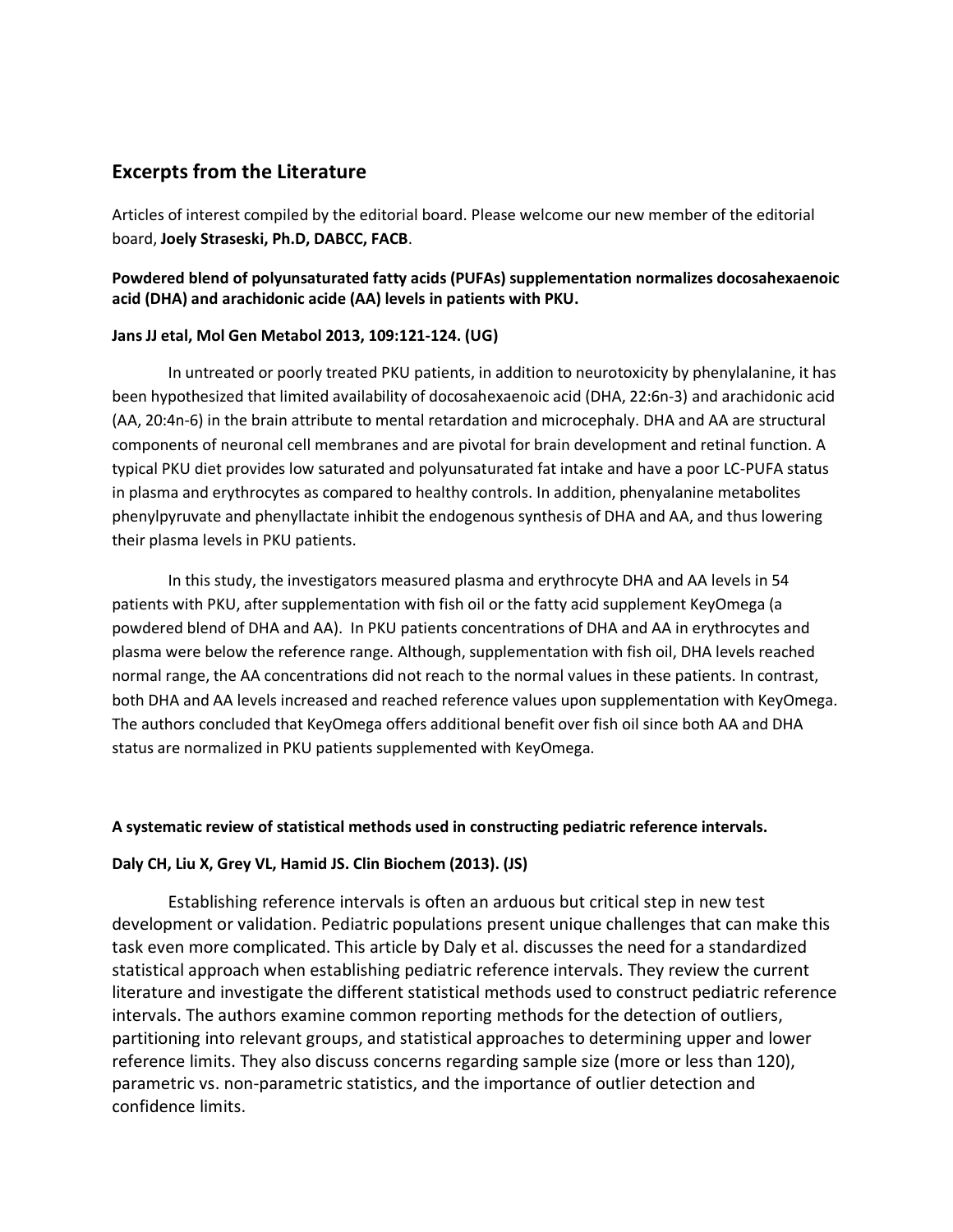## Excerpts from the Literature

Articles of interest compiled by the editorial board. Please welcome our new member of the editorial board, **Joely Straseski, Ph.D, DABCC, FACB**.

**Powdered blend of polyunsaturated fatty acids (PUFAs) supplementation normalizes docosahexaenoic acid (DHA) and arachidonic acide (AA) levels in patients with PKU.**

**Jans JJ etal, Mol Gen Metabol 2013, 109:121-124. (UG)**

In untreated or poorly treated PKU patients, in addition to neurotoxicity by phenylalanine, it has been hypothesized that limited availability of docosahexaenoic acid (DHA, 22:6n-3) and arachidonic acid (AA, 20:4n-6) in the brain attribute to mental retardation and microcephaly. DHA and AA are structural components of neuronal cell membranes and are pivotal for brain development and retinal function. A typical PKU diet provides low saturated and polyunsaturated fat intake and have a poor LC-PUFA status in plasma and erythrocytes as compared to healthy controls. In addition, phenyalanine metabolites phenylpyruvate and phenyllactate inhibit the endogenous synthesis of DHA and AA, and thus lowering their plasma levels in PKU patients.

In this study, the investigators measured plasma and erythrocyte DHA and AA levels in 54 patients with PKU, after supplementation with fish oil or the fatty acid supplement KeyOmega (a powdered blend of DHA and AA). In PKU patients concentrations of DHA and AA in erythrocytes and plasma were below the reference range. Although, supplementation with fish oil, DHA levels reached normal range, the AA concentrations did not reach to the normal values in these patients. In contrast, both DHA and AA levels increased and reached reference values upon supplementation with KeyOmega. The authors concluded that KeyOmega offers additional benefit over fish oil since both AA and DHA status are normalized in PKU patients supplemented with KeyOmega.

**A systematic review of statistical methods used in constructing pediatric reference intervals.**

**Daly CH, Liu X, Grey VL, Hamid JS. Clin Biochem (2013). (JS)**

Establishing reference intervals is often an arduous but critical step in new test development or validation. Pediatric populations present unique challenges that can make this task even more complicated. This article by Daly et al. discusses the need for a standardized statistical approach when establishing pediatric reference intervals. They review the current literature and investigate the different statistical methods used to construct pediatric reference intervals. The authors examine common reporting methods for the detection of outliers, partitioning into relevant groups, and statistical approaches to determining upper and lower reference limits. They also discuss concerns regarding sample size (more or less than 120), parametric vs. non-parametric statistics, and the importance of outlier detection and confidence limits.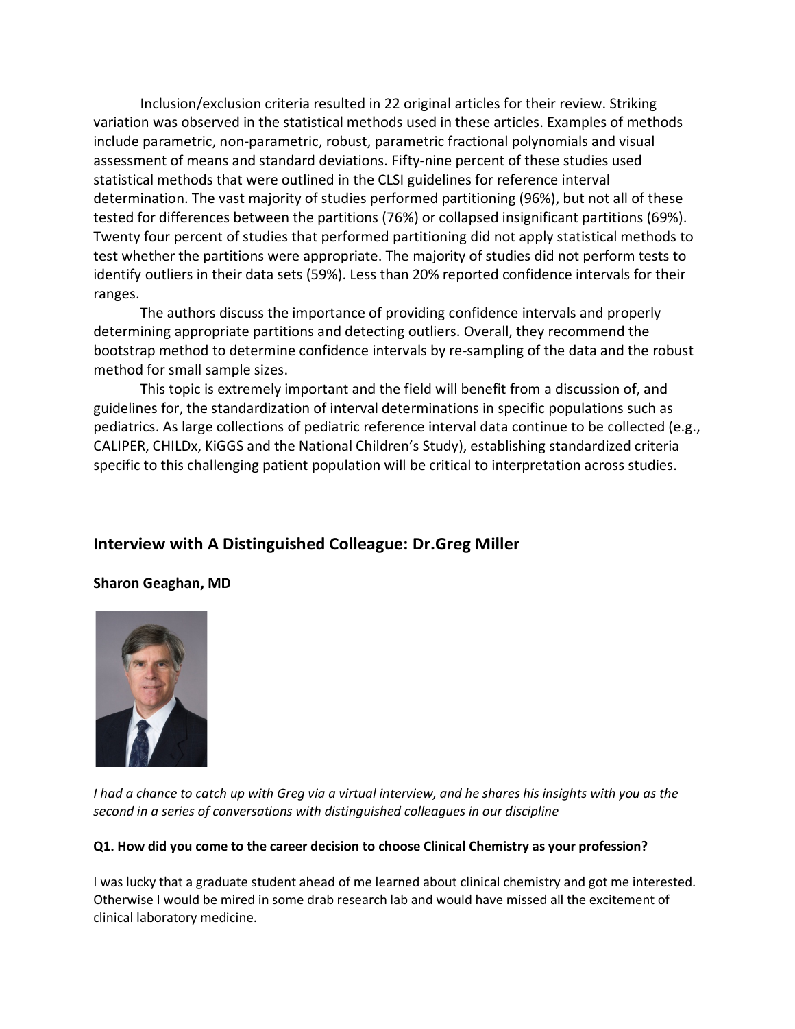Inclusion/exclusion criteria resulted in 22 original articles for their review. Striking variation was observed in the statistical methods used in these articles. Examples of methods include parametric, non-parametric, robust, parametric fractional polynomials and visual assessment of means and standard deviations. Fifty-nine percent of these studies used statistical methods that were outlined in the CLSI guidelines for reference interval determination. The vast majority of studies performed partitioning (96%), but not all of these tested for differences between the partitions (76%) or collapsed insignificant partitions (69%). Twenty four percent of studies that performed partitioning did not apply statistical methods to test whether the partitions were appropriate. The majority of studies did not perform tests to identify outliers in their data sets (59%). Less than 20% reported confidence intervals for their ranges.

The authors discuss the importance of providing confidence intervals and properly determining appropriate partitions and detecting outliers. Overall, they recommend the bootstrap method to determine confidence intervals by re-sampling of the data and the robust method for small sample sizes.

This topic is extremely important and the field will benefit from a discussion of, and guidelines for, the standardization of interval determinations in specific populations such as pediatrics. As large collections of pediatric reference interval data continue to be collected (e.g., CALIPER, CHILDx, KiGGS and the National Children's Study), establishing standardized criteria specific to this challenging patient population will be critical to interpretation across studies.

## Interview with A Distinguished Colleague: Dr.Greg Miller

**Sharon Geaghan, MD**

*I had a chance to catch up with Greg via a virtual interview, and he shares his insights with you as the second in a series of conversations with distinguished colleagues in our discipline*

**Q1. How did you come to the career decision to choose Clinical Chemistry as your profession?**

I was lucky that a graduate student ahead of me learned about clinical chemistry and got me interested. Otherwise I would be mired in some drab research lab and would have missed all the excitement of clinical laboratory medicine.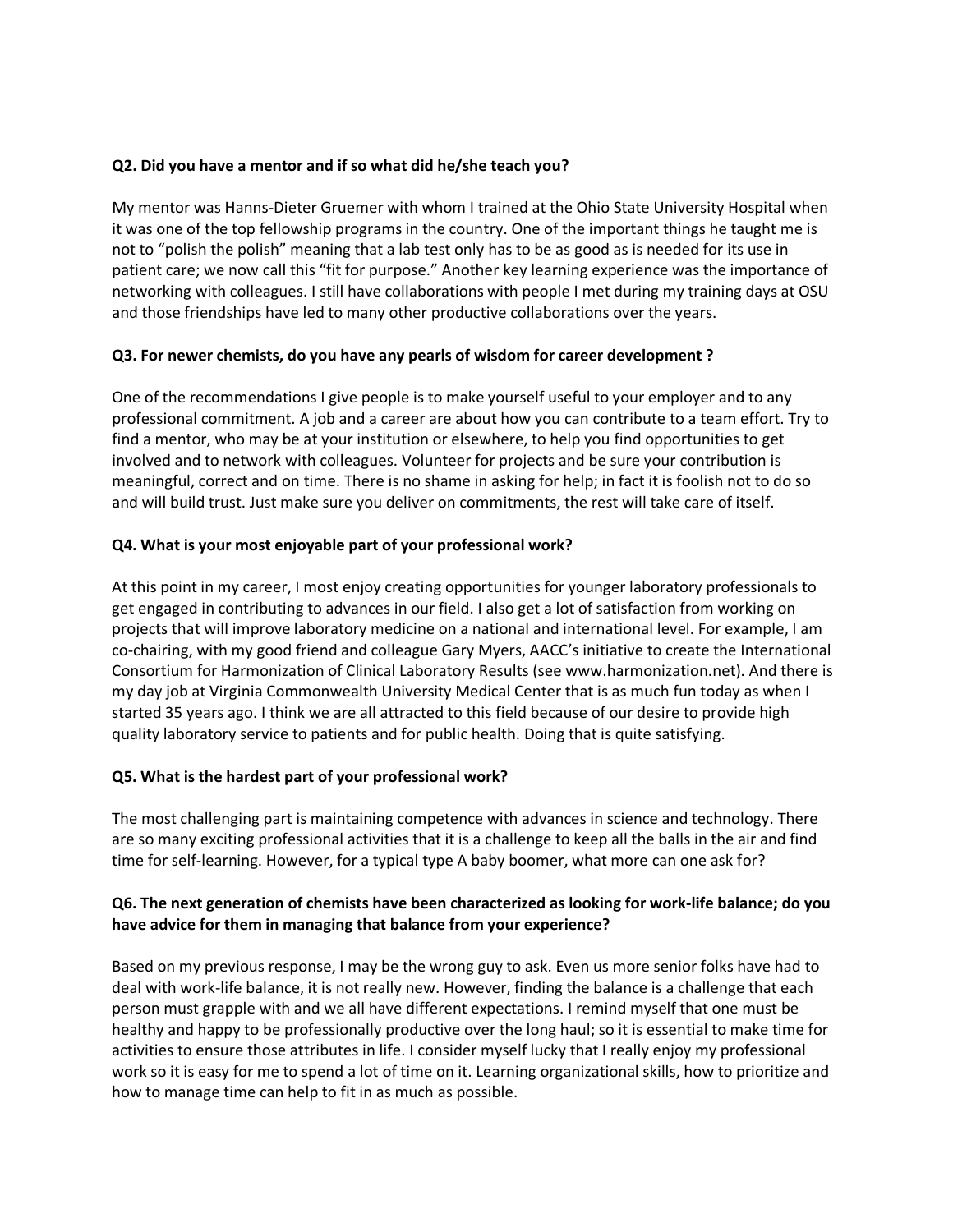**Q2. Did you have a mentor and if so what did he/she teach you?**

My mentor was Hanns-Dieter Gruemer with whom I trained at the Ohio State University Hospital when it was one of the top fellowship programs in the country. One of the important things he taught me is not to "polish the polish" meaning that a lab test only has to be as good as is needed for its use in patient care; we now call this "fit for purpose." Another key learning experience was the importance of networking with colleagues. I still have collaborations with people I met during my training days at OSU and those friendships have led to many other productive collaborations over the years.

**Q3. For newer chemists, do you have any pearls of wisdom for career development ?**

One of the recommendations I give people is to make yourself useful to your employer and to any professional commitment. A job and a career are about how you can contribute to a team effort. Try to find a mentor, who may be at your institution or elsewhere, to help you find opportunities to get involved and to network with colleagues. Volunteer for projects and be sure your contribution is meaningful, correct and on time. There is no shame in asking for help; in fact it is foolish not to do so and will build trust. Just make sure you deliver on commitments, the rest will take care of itself.

**Q4. What is your most enjoyable part of your professional work?**

At this point in my career, I most enjoy creating opportunities for younger laboratory professionals to get engaged in contributing to advances in our field. I also get a lot of satisfaction from working on projects that will improve laboratory medicine on a national and international level. For example, I am co-chairing, with my good friend and colleague Gary Myers, AACC's initiative to create the International Consortium for Harmonization of Clinical Laboratory Results (see www.harmonization.net). And there is my day job at Virginia Commonwealth University Medical Center that is as much fun today as when I started 35 years ago. I think we are all attracted to this field because of our desire to provide high quality laboratory service to patients and for public health. Doing that is quite satisfying.

**Q5. What is the hardest part of your professional work?**

The most challenging part is maintaining competence with advances in science and technology. There are so many exciting professional activities that it is a challenge to keep all the balls in the air and find time for self-learning. However, for a typical type A baby boomer, what more can one ask for?

**Q6. The next generation of chemists have been characterized as looking for work-life balance; do you have advice for them in managing that balance from your experience?**

Based on my previous response, I may be the wrong guy to ask. Even us more senior folks have had to deal with work-life balance, it is not really new. However, finding the balance is a challenge that each person must grapple with and we all have different expectations. I remind myself that one must be healthy and happy to be professionally productive over the long haul; so it is essential to make time for activities to ensure those attributes in life. I consider myself lucky that I really enjoy my professional work so it is easy for me to spend a lot of time on it. Learning organizational skills, how to prioritize and how to manage time can help to fit in as much as possible.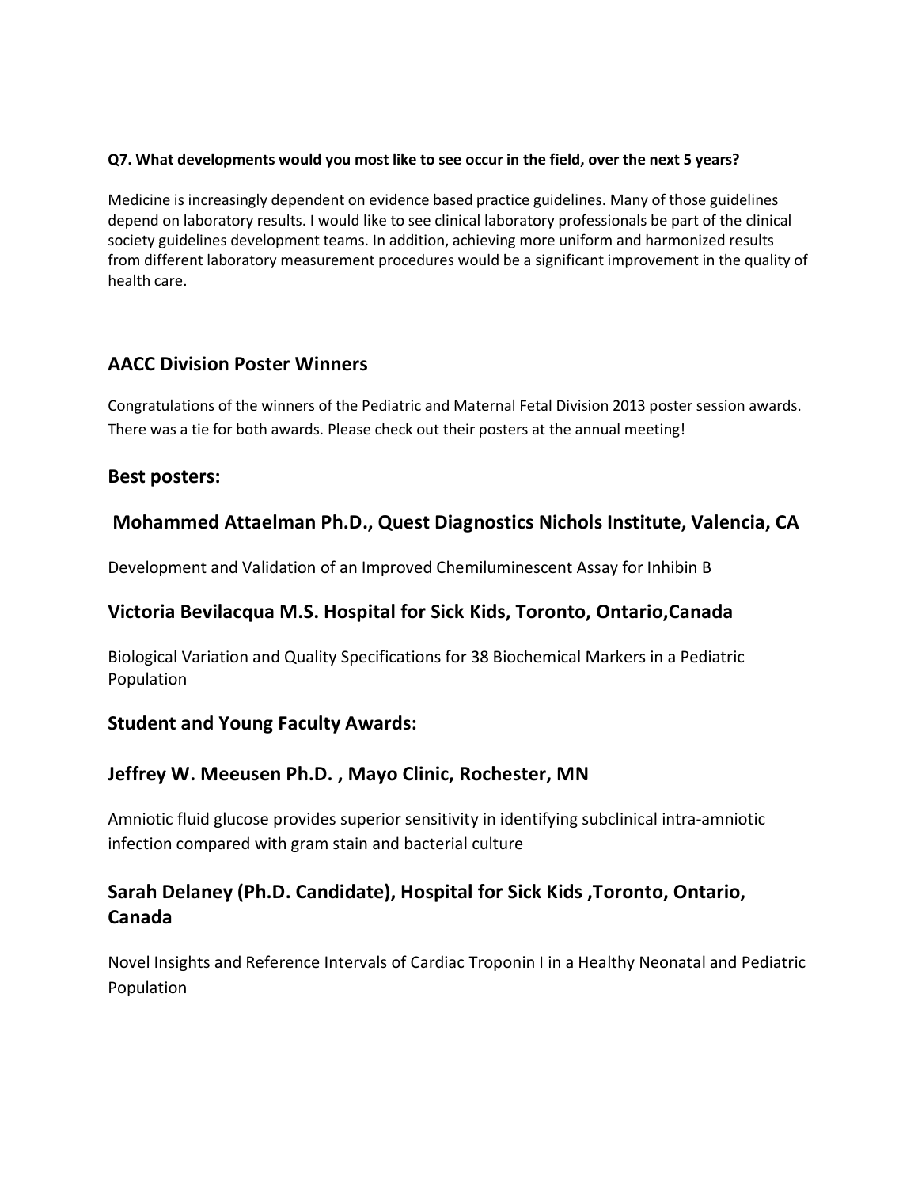**Q7. What developments would you most like to see occur in the field, over the next 5 years?**

Medicine is increasingly dependent on evidence based practice guidelines. Many of those guidelines depend on laboratory results. I would like to see clinical laboratory professionals be part of the clinical society guidelines development teams. In addition, achieving more uniform and harmonized results from different laboratory measurement procedures would be a significant improvement in the quality of health care.

## AACC Division Poster Winners

Congratulations of the winners of the Pediatric and Maternal Fetal Division 2013 poster session awards. There was a tie for both awards. Please check out their posters at the annual meeting!

### Best posters:

### Mohammed Attaelman Ph.D., Quest Diagnostics Nichols Institute, Valencia, CA

Development and Validation of an Improved Chemiluminescent Assay for Inhibin B

### Victoria Bevilacqua M.S. Hospital for Sick Kids, Toronto, Ontario,Canada

Biological Variation and Quality Specifications for 38 Biochemical Markers in a Pediatric Population

### Student and Young Faculty Awards:

### Jeffrey W. Meeusen Ph.D. , Mayo Clinic, Rochester, MN

Amniotic fluid glucose provides superior sensitivity in identifying subclinical intra-amniotic infection compared with gram stain and bacterial culture

### Sarah Delaney (Ph.D. Candidate), Hospital for Sick Kids ,Toronto, Ontario, Canada

Novel Insights and Reference Intervals of Cardiac Troponin I in a Healthy Neonatal and Pediatric Population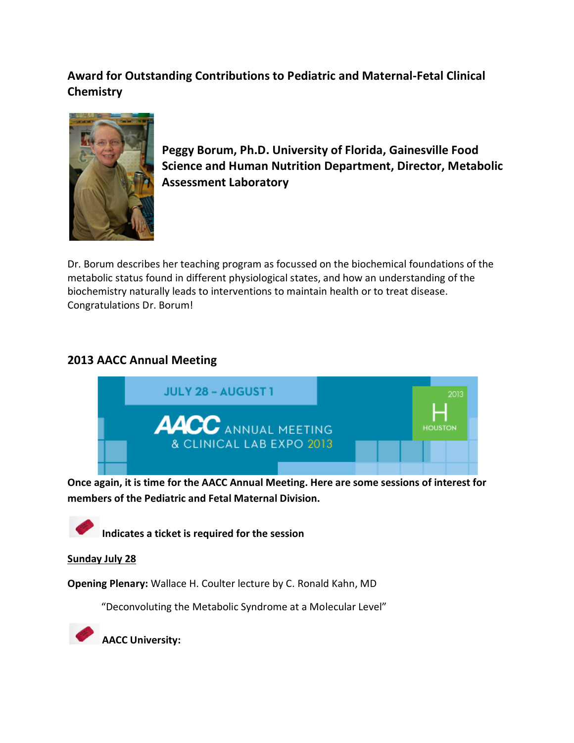## Award for Outstanding Contributions to Pediatric and Maternal-Fetal Clinical Chemistry

**Peggy Borum, Ph.D. University of Florida, Gainesville Food Science and Human Nutrition Department, Director, Metabolic Assessment Laboratory**

Dr. Borum describes her teaching program as focussed on the biochemical foundations of the metabolic status found in different physiological states, and how an understanding of the biochemistry naturally leads to interventions to maintain health or to treat disease. Congratulations Dr. Borum!

## 2013 AACC Annual Meeting

**Once again, it is time for the AACC Annual Meeting. Here are some sessions of interest for members of the Pediatric and Fetal Maternal Division.**

**Indicates a ticket is required for the session**

**Sunday July 28**

**Opening Plenary:** Wallace H. Coulter lecture by C. Ronald Kahn, MD

"Deconvoluting the Metabolic Syndrome at a Molecular Level"

**AACC University:**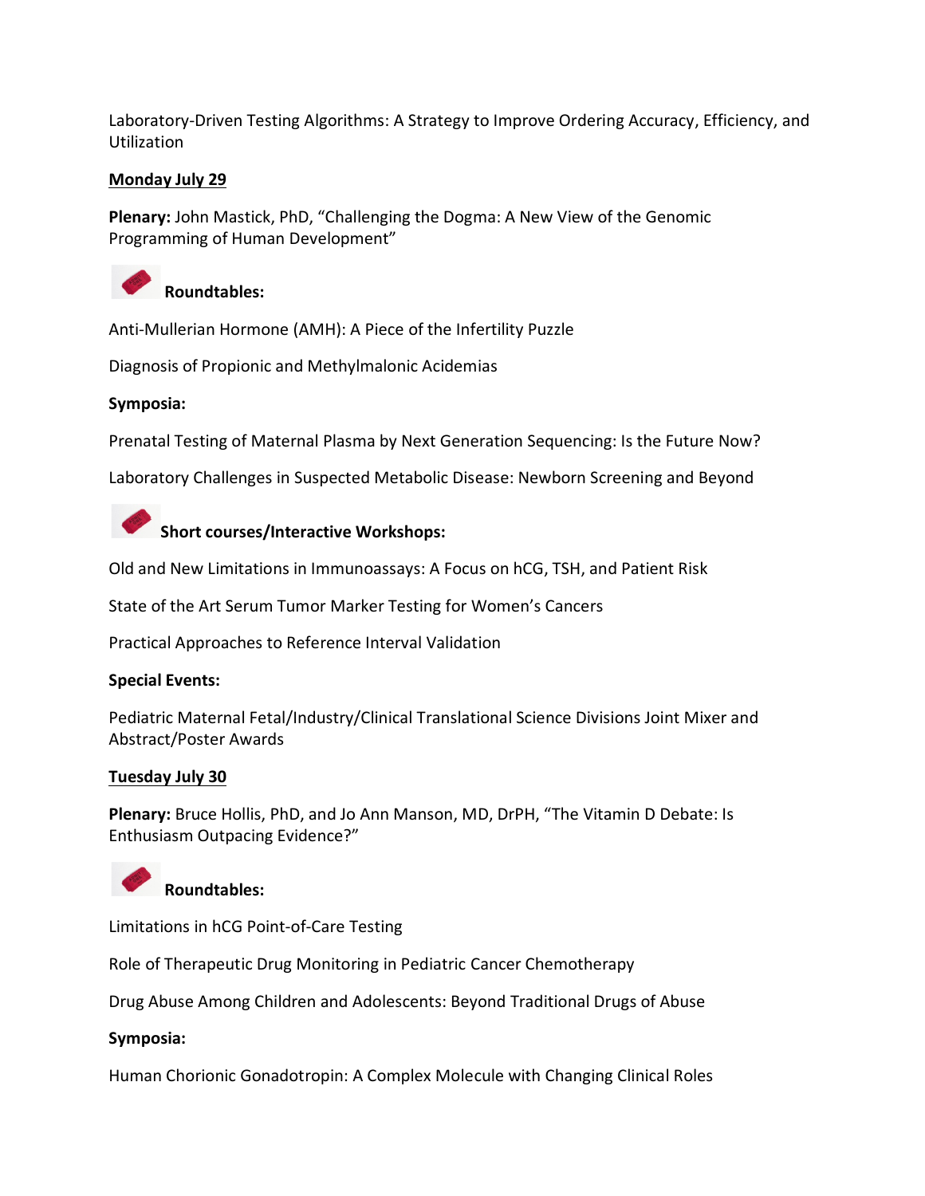Laboratory-Driven Testing Algorithms: A Strategy to Improve Ordering Accuracy, Efficiency, and Utilization

**Monday July 29**

**Plenary:** John Mastick, PhD, "Challenging the Dogma: A New View of the Genomic Programming of Human Development"

**Roundtables:**

Anti-Mullerian Hormone (AMH): A Piece of the Infertility Puzzle

Diagnosis of Propionic and Methylmalonic Acidemias

**Symposia:**

Prenatal Testing of Maternal Plasma by Next Generation Sequencing: Is the Future Now?

Laboratory Challenges in Suspected Metabolic Disease: Newborn Screening and Beyond

**Short courses/Interactive Workshops:**

Old and New Limitations in Immunoassays: A Focus on hCG, TSH, and Patient Risk

State of the Art Serum Tumor Marker Testing for Women's Cancers

Practical Approaches to Reference Interval Validation

**Special Events:**

Pediatric Maternal Fetal/Industry/Clinical Translational Science Divisions Joint Mixer and Abstract/Poster Awards

**Tuesday July 30**

**Plenary:** Bruce Hollis, PhD, and Jo Ann Manson, MD, DrPH, "The Vitamin D Debate: Is Enthusiasm Outpacing Evidence?"

**Roundtables:**

Limitations in hCG Point-of-Care Testing

Role of Therapeutic Drug Monitoring in Pediatric Cancer Chemotherapy

Drug Abuse Among Children and Adolescents: Beyond Traditional Drugs of Abuse

**Symposia:**

Human Chorionic Gonadotropin: A Complex Molecule with Changing Clinical Roles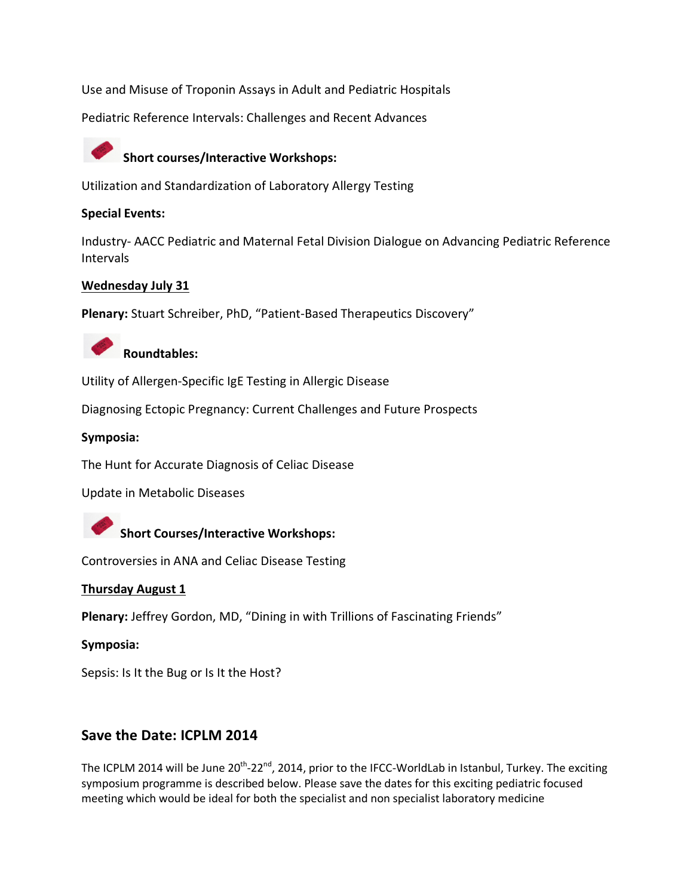Use and Misuse of Troponin Assays in Adult and Pediatric Hospitals

Pediatric Reference Intervals: Challenges and Recent Advances

**Short courses/Interactive Workshops:**

Utilization and Standardization of Laboratory Allergy Testing

**Special Events:**

Industry- AACC Pediatric and Maternal Fetal Division Dialogue on Advancing Pediatric Reference Intervals

**Wednesday July 31**

**Plenary:** Stuart Schreiber, PhD, "Patient-Based Therapeutics Discovery"

**Roundtables:**

Utility of Allergen-Specific IgE Testing in Allergic Disease

Diagnosing Ectopic Pregnancy: Current Challenges and Future Prospects

**Symposia:**

The Hunt for Accurate Diagnosis of Celiac Disease

Update in Metabolic Diseases

**Short Courses/Interactive Workshops:**

Controversies in ANA and Celiac Disease Testing

**Thursday August 1**

**Plenary:** Jeffrey Gordon, MD, "Dining in with Trillions of Fascinating Friends"

**Symposia:**

Sepsis: Is It the Bug or Is It the Host?

## Save the Date: ICPLM 2014

The ICPLM 2014 will be June 20th-22nd, 2014, prior to the IFCC-WorldLab in Istanbul, Turkey. The exciting symposium programme is described below. Please save the dates for this exciting pediatric focused meeting which would be ideal for both the specialist and non specialist laboratory medicine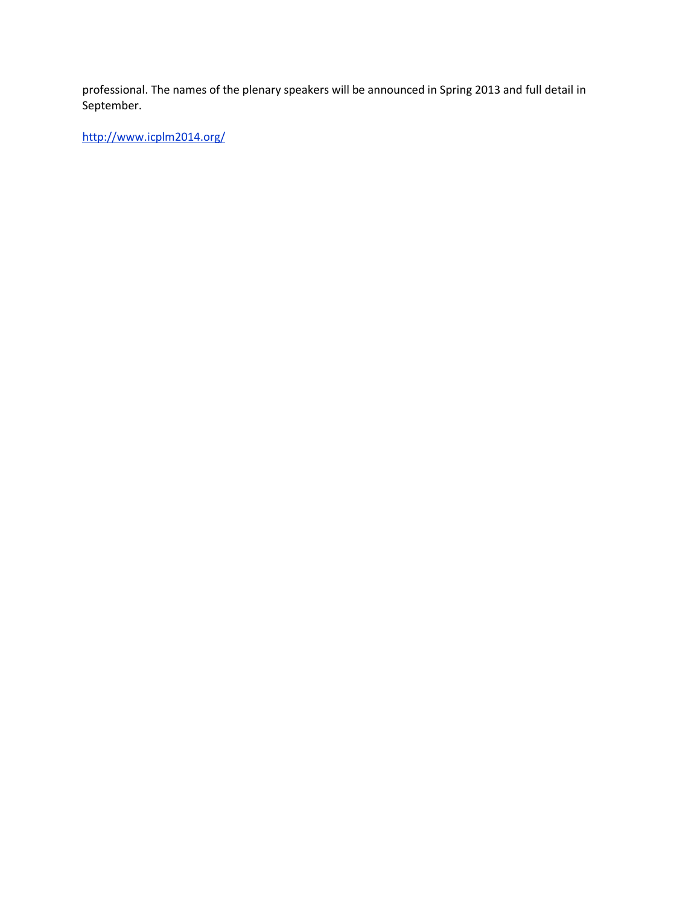professional. The names of the plenary speakers will be announced in Spring 2013 and full detail in September.

http://www.icplm2014.org/